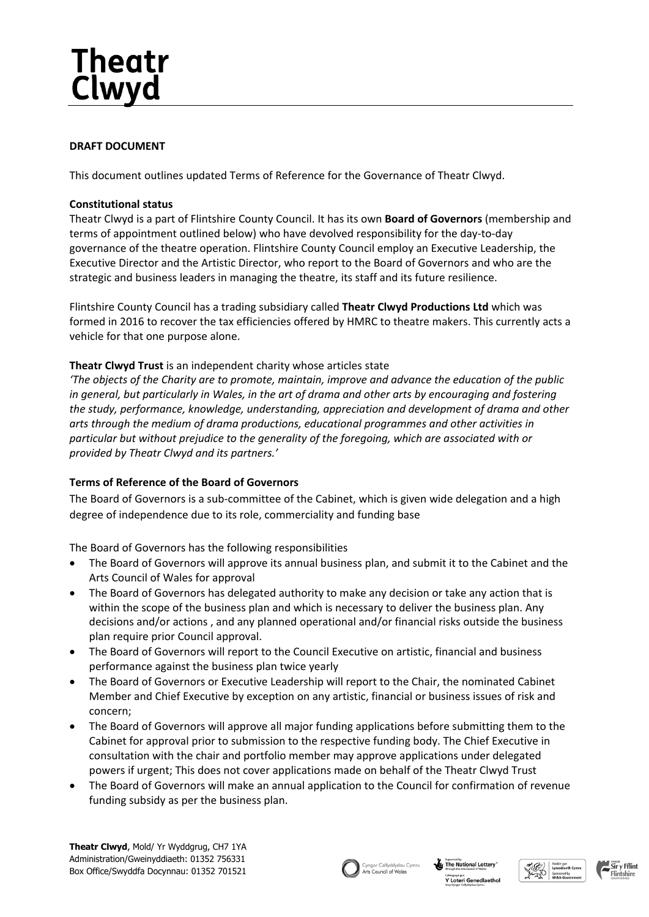# Theatr Clwyd

**DRAFT DOCUMENT**

This document outlines updated Terms of Reference for the Governance of Theatr Clwyd.

**Constitutional status**

Theatr Clwyd is a part of Flintshire County Council. It has its own **Board of Governors** (membership and terms of appointment outlined below) who have devolved responsibility for the day-to-day governance of the theatre operation. Flintshire County Council employ an Executive Leadership, the Executive Director and the Artistic Director, who report to the Board of Governors and who are the strategic and business leaders in managing the theatre, its staff and its future resilience.

Flintshire County Council has a trading subsidiary called **Theatr Clwyd Productions Ltd** which was formed in 2016 to recover the tax efficiencies offered by HMRC to theatre makers. This currently acts a vehicle for that one purpose alone.

**Theatr Clwyd Trust** is an independent charity whose articles state

*'The objects of the Charity are to promote, maintain, improve and advance the education of the public in general, but particularly in Wales, in the art of drama and other arts by encouraging and fostering the study, performance, knowledge, understanding, appreciation and development of drama and other arts through the medium of drama productions, educational programmes and other activities in particular but without prejudice to the generality of the foregoing, which are associated with or provided by Theatr Clwyd and its partners.'*

**Terms of Reference of the Board of Governors**

The Board of Governors is a sub-committee of the Cabinet, which is given wide delegation and a high degree of independence due to its role, commerciality and funding base

The Board of Governors has the following responsibilities

- The Board of Governors will approve its annual business plan, and submit it to the Cabinet and the Arts Council of Wales for approval
- The Board of Governors has delegated authority to make any decision or take any action that is within the scope of the business plan and which is necessary to deliver the business plan. Any decisions and/or actions , and any planned operational and/or financial risks outside the business plan require prior Council approval.
- The Board of Governors will report to the Council Executive on artistic, financial and business performance against the business plan twice yearly
- The Board of Governors or Executive Leadership will report to the Chair, the nominated Cabinet Member and Chief Executive by exception on any artistic, financial or business issues of risk and concern;
- The Board of Governors will approve all major funding applications before submitting them to the Cabinet for approval prior to submission to the respective funding body. The Chief Executive in consultation with the chair and portfolio member may approve applications under delegated powers if urgent; This does not cover applications made on behalf of the Theatr Clwyd Trust
- The Board of Governors will make an annual application to the Council for confirmation of revenue funding subsidy as per the business plan.

**Theatr Clwyd**, Mold/ Yr Wyddgrug, CH7 1YA
Administration/Gweinyddiaeth: 01352 756331
Box Office/Swyddfa Docynnau: 01352 701521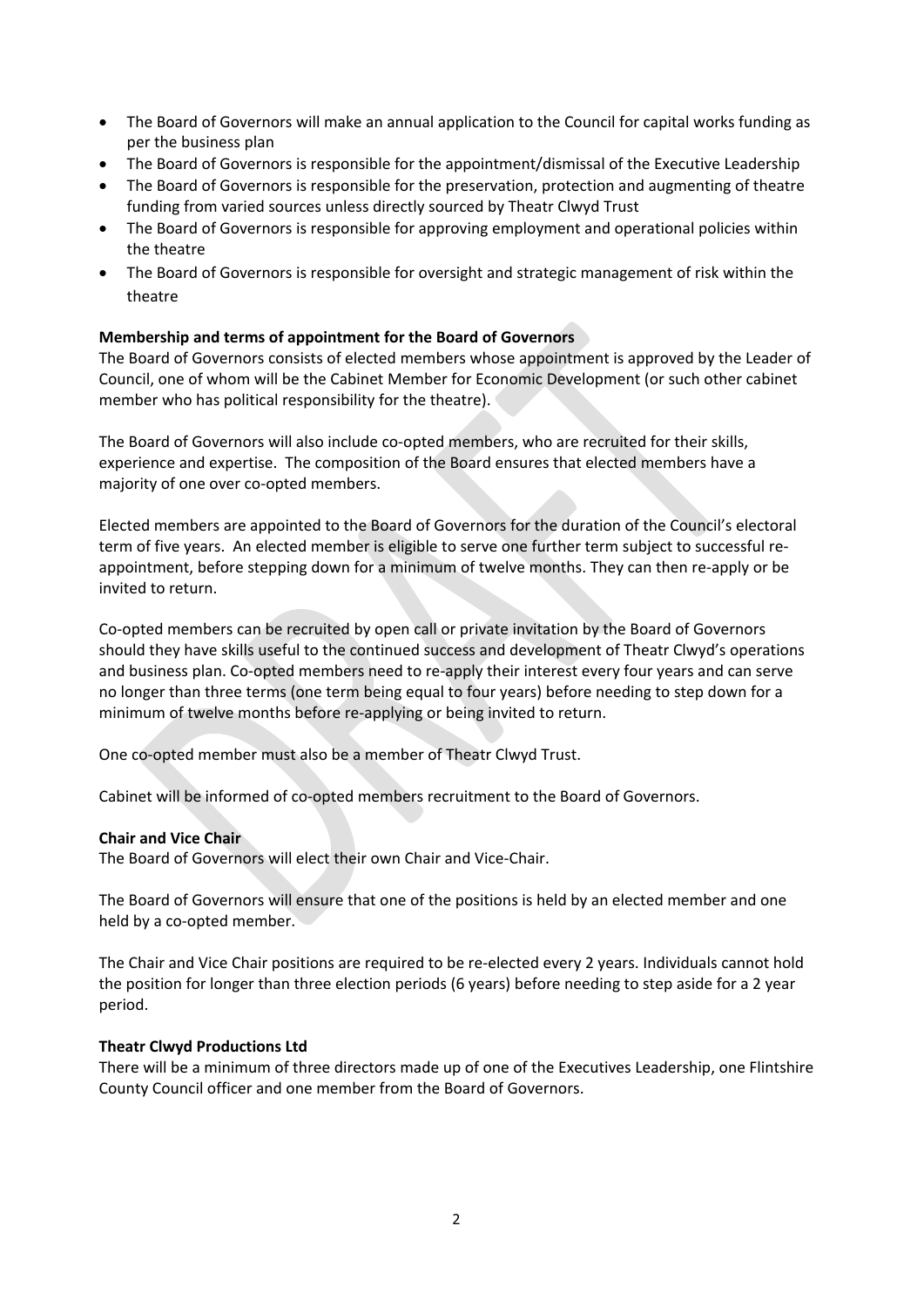- The Board of Governors will make an annual application to the Council for capital works funding as per the business plan
- The Board of Governors is responsible for the appointment/dismissal of the Executive Leadership
- The Board of Governors is responsible for the preservation, protection and augmenting of theatre funding from varied sources unless directly sourced by Theatr Clwyd Trust
- The Board of Governors is responsible for approving employment and operational policies within the theatre
- The Board of Governors is responsible for oversight and strategic management of risk within the theatre

**Membership and terms of appointment for the Board of Governors**

The Board of Governors consists of elected members whose appointment is approved by the Leader of Council, one of whom will be the Cabinet Member for Economic Development (or such other cabinet member who has political responsibility for the theatre).

The Board of Governors will also include co-opted members, who are recruited for their skills, experience and expertise. The composition of the Board ensures that elected members have a majority of one over co-opted members.

Elected members are appointed to the Board of Governors for the duration of the Council's electoral term of five years. An elected member is eligible to serve one further term subject to successful re-appointment, before stepping down for a minimum of twelve months. They can then re-apply or be invited to return.

Co-opted members can be recruited by open call or private invitation by the Board of Governors should they have skills useful to the continued success and development of Theatr Clwyd's operations and business plan. Co-opted members need to re-apply their interest every four years and can serve no longer than three terms (one term being equal to four years) before needing to step down for a minimum of twelve months before re-applying or being invited to return.

One co-opted member must also be a member of Theatr Clwyd Trust.

Cabinet will be informed of co-opted members recruitment to the Board of Governors.

**Chair and Vice Chair**

The Board of Governors will elect their own Chair and Vice-Chair.

The Board of Governors will ensure that one of the positions is held by an elected member and one held by a co-opted member.

The Chair and Vice Chair positions are required to be re-elected every 2 years. Individuals cannot hold the position for longer than three election periods (6 years) before needing to step aside for a 2 year period.

**Theatr Clwyd Productions Ltd**

There will be a minimum of three directors made up of one of the Executives Leadership, one Flintshire County Council officer and one member from the Board of Governors.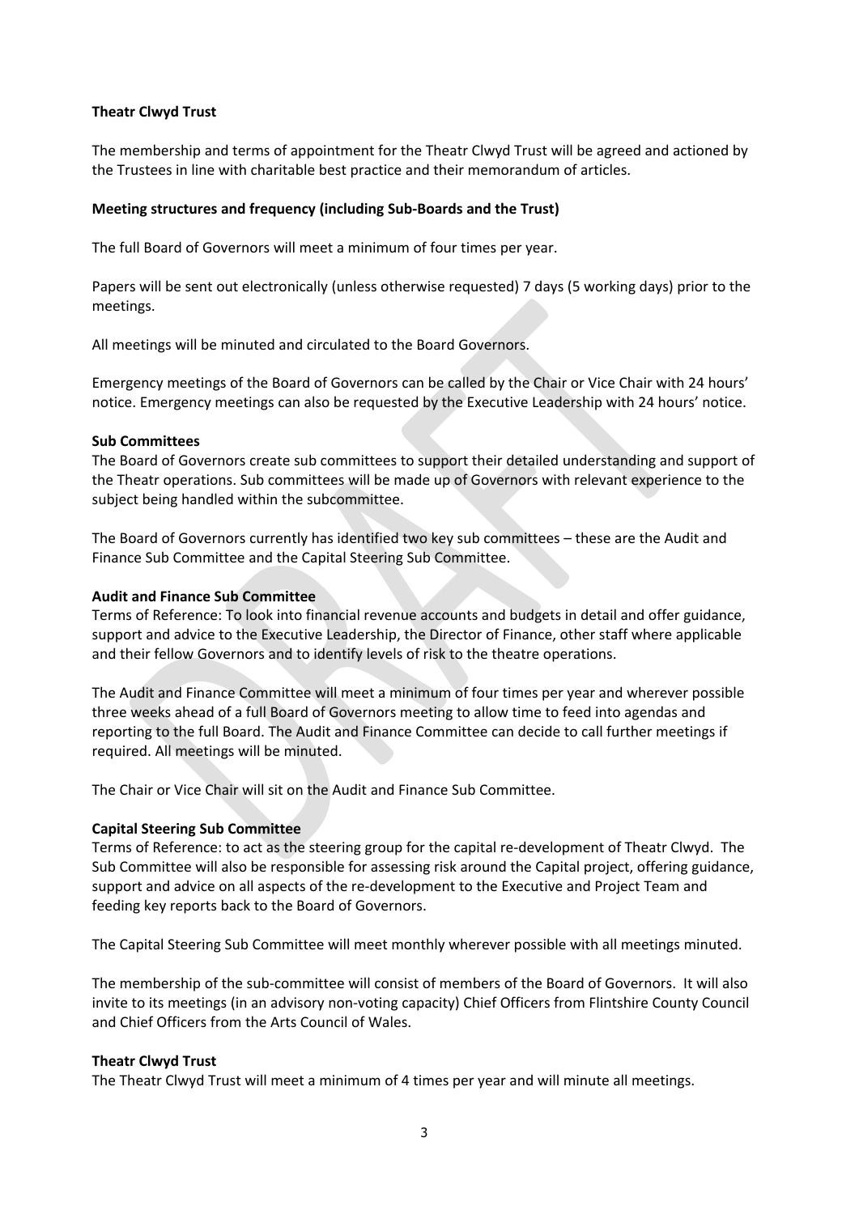**Theatr Clwyd Trust**

The membership and terms of appointment for the Theatr Clwyd Trust will be agreed and actioned by the Trustees in line with charitable best practice and their memorandum of articles.

**Meeting structures and frequency (including Sub-Boards and the Trust)**

The full Board of Governors will meet a minimum of four times per year.

Papers will be sent out electronically (unless otherwise requested) 7 days (5 working days) prior to the meetings.

All meetings will be minuted and circulated to the Board Governors.

Emergency meetings of the Board of Governors can be called by the Chair or Vice Chair with 24 hours' notice. Emergency meetings can also be requested by the Executive Leadership with 24 hours' notice.

**Sub Committees**

The Board of Governors create sub committees to support their detailed understanding and support of the Theatr operations. Sub committees will be made up of Governors with relevant experience to the subject being handled within the subcommittee.

The Board of Governors currently has identified two key sub committees – these are the Audit and Finance Sub Committee and the Capital Steering Sub Committee.

**Audit and Finance Sub Committee**

Terms of Reference: To look into financial revenue accounts and budgets in detail and offer guidance, support and advice to the Executive Leadership, the Director of Finance, other staff where applicable and their fellow Governors and to identify levels of risk to the theatre operations.

The Audit and Finance Committee will meet a minimum of four times per year and wherever possible three weeks ahead of a full Board of Governors meeting to allow time to feed into agendas and reporting to the full Board. The Audit and Finance Committee can decide to call further meetings if required. All meetings will be minuted.

The Chair or Vice Chair will sit on the Audit and Finance Sub Committee.

**Capital Steering Sub Committee**

Terms of Reference: to act as the steering group for the capital re-development of Theatr Clwyd. The Sub Committee will also be responsible for assessing risk around the Capital project, offering guidance, support and advice on all aspects of the re-development to the Executive and Project Team and feeding key reports back to the Board of Governors.

The Capital Steering Sub Committee will meet monthly wherever possible with all meetings minuted.

The membership of the sub-committee will consist of members of the Board of Governors. It will also invite to its meetings (in an advisory non-voting capacity) Chief Officers from Flintshire County Council and Chief Officers from the Arts Council of Wales.

**Theatr Clwyd Trust**

The Theatr Clwyd Trust will meet a minimum of 4 times per year and will minute all meetings.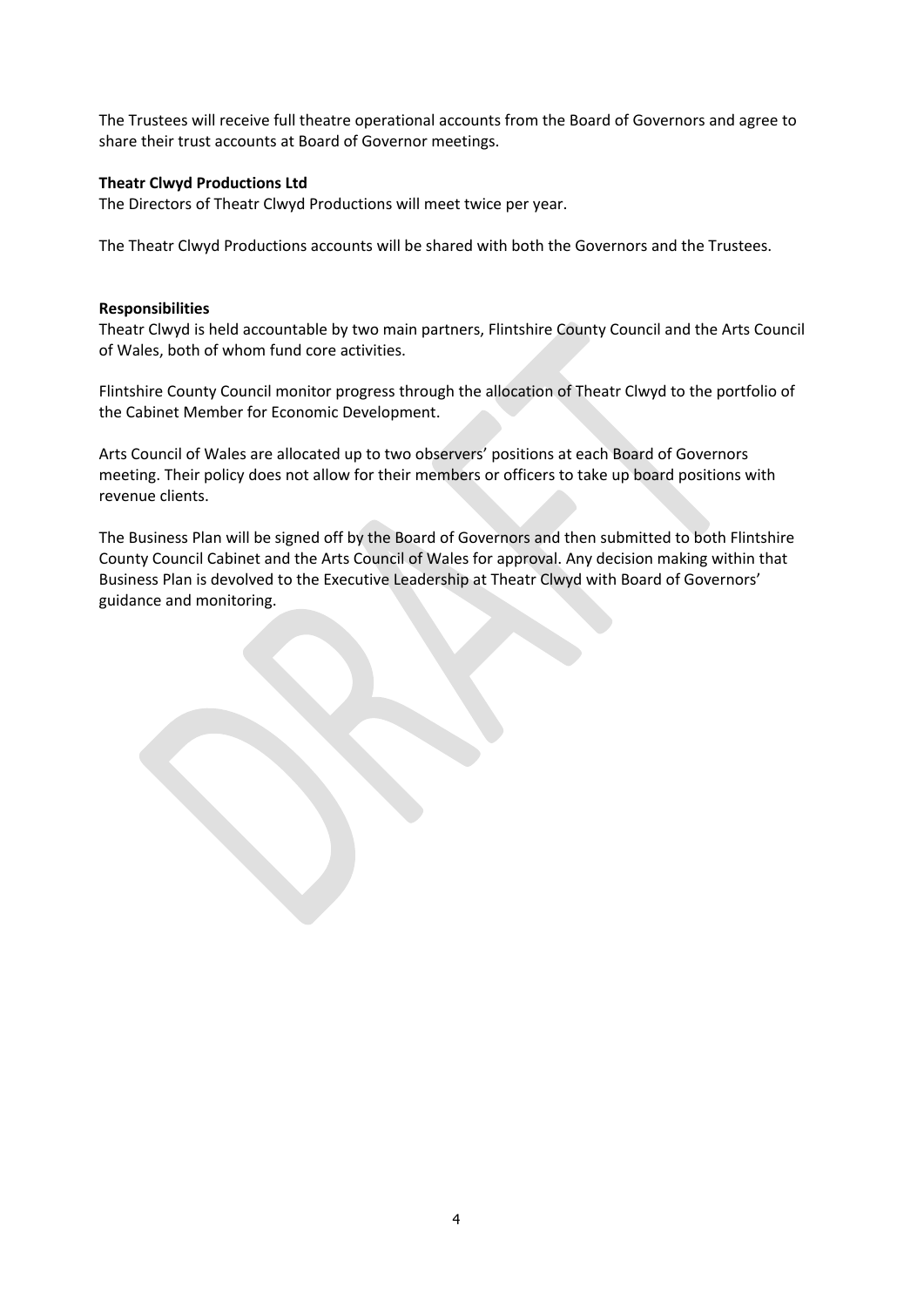The Trustees will receive full theatre operational accounts from the Board of Governors and agree to share their trust accounts at Board of Governor meetings.

**Theatr Clwyd Productions Ltd**

The Directors of Theatr Clwyd Productions will meet twice per year.

The Theatr Clwyd Productions accounts will be shared with both the Governors and the Trustees.

**Responsibilities**

Theatr Clwyd is held accountable by two main partners, Flintshire County Council and the Arts Council of Wales, both of whom fund core activities.

Flintshire County Council monitor progress through the allocation of Theatr Clwyd to the portfolio of the Cabinet Member for Economic Development.

Arts Council of Wales are allocated up to two observers' positions at each Board of Governors meeting. Their policy does not allow for their members or officers to take up board positions with revenue clients.

The Business Plan will be signed off by the Board of Governors and then submitted to both Flintshire County Council Cabinet and the Arts Council of Wales for approval. Any decision making within that Business Plan is devolved to the Executive Leadership at Theatr Clwyd with Board of Governors' guidance and monitoring.